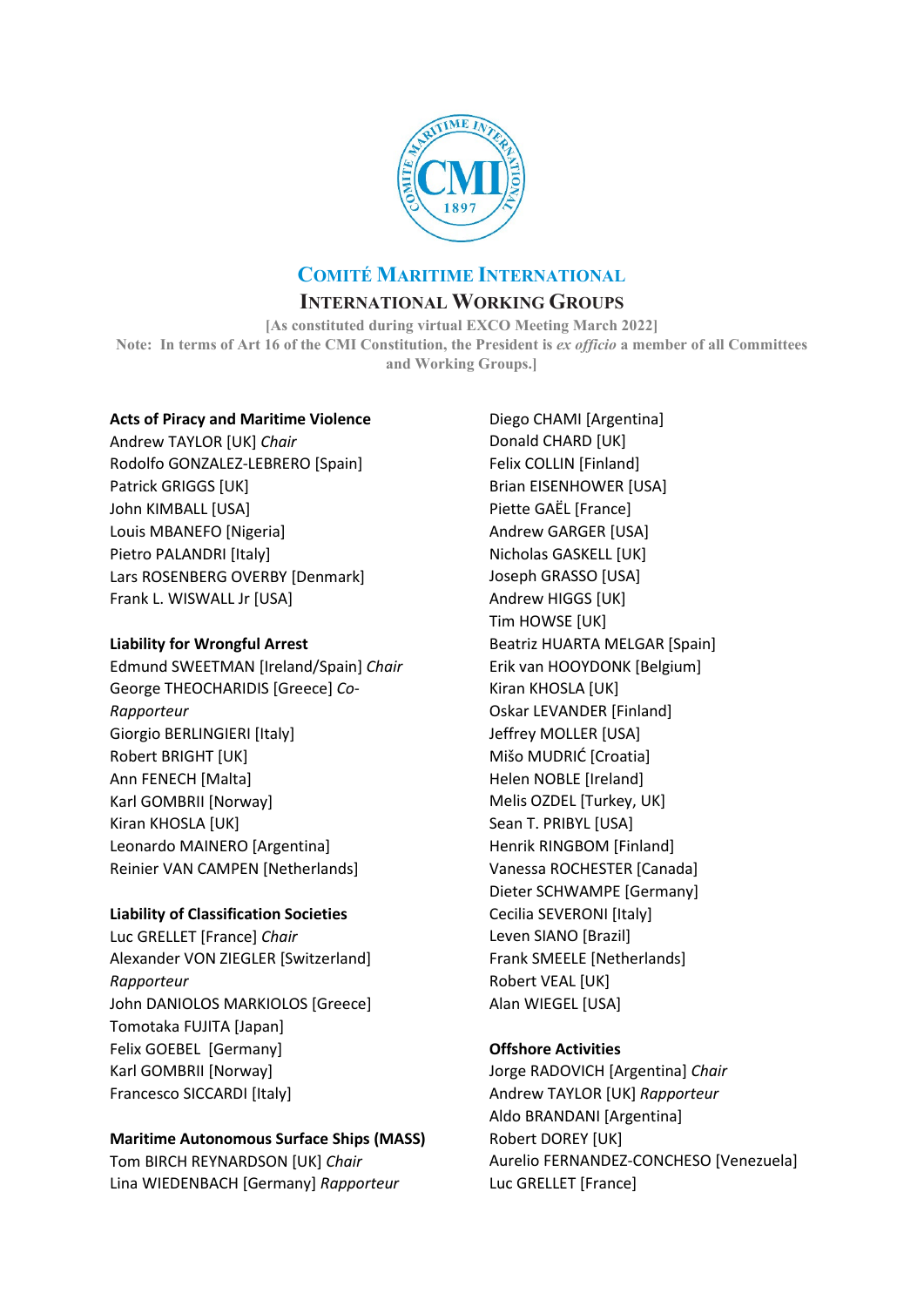# Comité Maritime International

## International Working Groups

[As constituted during virtual EXCO Meeting March 2022]
Note: In terms of Art 16 of the CMI Constitution, the President is *ex officio* a member of all Committees and Working Groups.]

**Acts of Piracy and Maritime Violence**
Andrew TAYLOR [UK] *Chair*
Rodolfo GONZALEZ-LEBRERO [Spain]
Patrick GRIGGS [UK]
John KIMBALL [USA]
Louis MBANEFO [Nigeria]
Pietro PALANDRI [Italy]
Lars ROSENBERG OVERBY [Denmark]
Frank L. WISWALL Jr [USA]

**Liability for Wrongful Arrest**
Edmund SWEETMAN [Ireland/Spain] *Chair*
George THEOCHARIDIS [Greece] *Co-Rapporteur*
Giorgio BERLINGIERI [Italy]
Robert BRIGHT [UK]
Ann FENECH [Malta]
Karl GOMBRII [Norway]
Kiran KHOSLA [UK]
Leonardo MAINERO [Argentina]
Reinier VAN CAMPEN [Netherlands]

**Liability of Classification Societies**
Luc GRELLET [France] *Chair*
Alexander VON ZIEGLER [Switzerland] *Rapporteur*
John DANIOLOS MARKIOLOS [Greece]
Tomotaka FUJITA [Japan]
Felix GOEBEL [Germany]
Karl GOMBRII [Norway]
Francesco SICCARDI [Italy]

**Maritime Autonomous Surface Ships (MASS)**
Tom BIRCH REYNARDSON [UK] *Chair*
Lina WIEDENBACH [Germany] *Rapporteur*
Diego CHAMI [Argentina]
Donald CHARD [UK]
Felix COLLIN [Finland]
Brian EISENHOWER [USA]
Piette GAËL [France]
Andrew GARGER [USA]
Nicholas GASKELL [UK]
Joseph GRASSO [USA]
Andrew HIGGS [UK]
Tim HOWSE [UK]
Beatriz HUARTA MELGAR [Spain]
Erik van HOOYDONK [Belgium]
Kiran KHOSLA [UK]
Oskar LEVANDER [Finland]
Jeffrey MOLLER [USA]
Mišo MUDRIĆ [Croatia]
Helen NOBLE [Ireland]
Melis OZDEL [Turkey, UK]
Sean T. PRIBYL [USA]
Henrik RINGBOM [Finland]
Vanessa ROCHESTER [Canada]
Dieter SCHWAMPE [Germany]
Cecilia SEVERONI [Italy]
Leven SIANO [Brazil]
Frank SMEELE [Netherlands]
Robert VEAL [UK]
Alan WIEGEL [USA]

**Offshore Activities**
Jorge RADOVICH [Argentina] *Chair*
Andrew TAYLOR [UK] *Rapporteur*
Aldo BRANDANI [Argentina]
Robert DOREY [UK]
Aurelio FERNANDEZ-CONCHESO [Venezuela]
Luc GRELLET [France]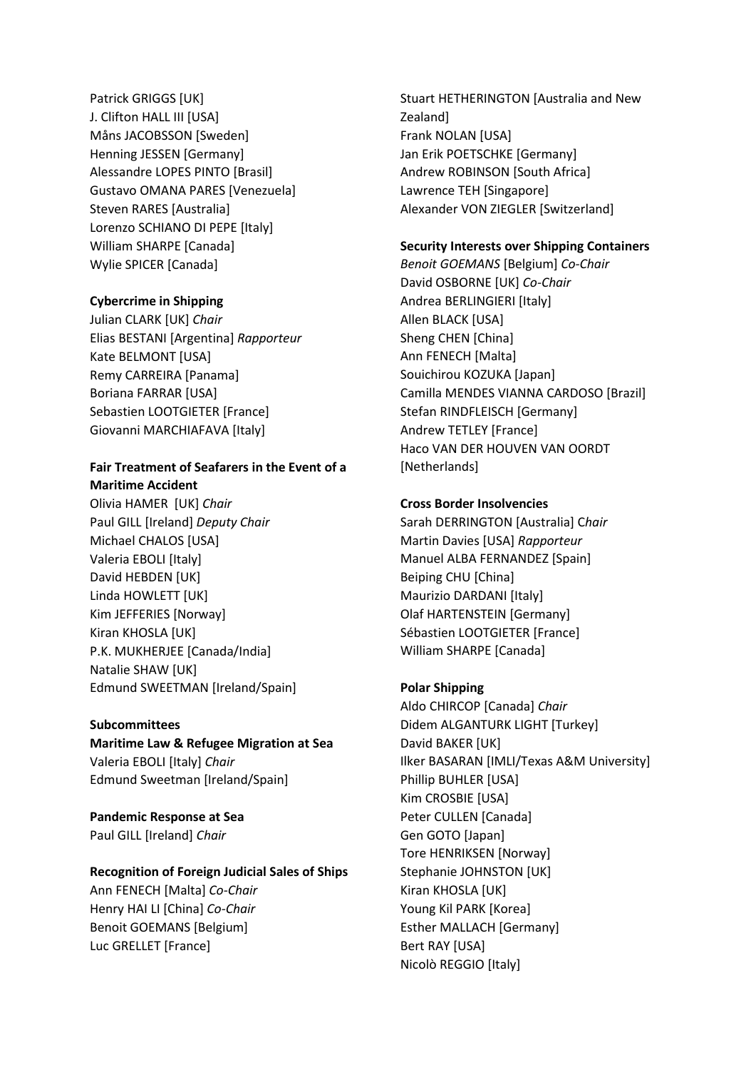Patrick GRIGGS [UK]
J. Clifton HALL III [USA]
Måns JACOBSSON [Sweden]
Henning JESSEN [Germany]
Alessandre LOPES PINTO [Brasil]
Gustavo OMANA PARES [Venezuela]
Steven RARES [Australia]
Lorenzo SCHIANO DI PEPE [Italy]
William SHARPE [Canada]
Wylie SPICER [Canada]

**Cybercrime in Shipping**
Julian CLARK [UK] *Chair*
Elias BESTANI [Argentina] *Rapporteur*
Kate BELMONT [USA]
Remy CARREIRA [Panama]
Boriana FARRAR [USA]
Sebastien LOOTGIETER [France]
Giovanni MARCHIAFAVA [Italy]

**Fair Treatment of Seafarers in the Event of a Maritime Accident**
Olivia HAMER [UK] *Chair*
Paul GILL [Ireland] *Deputy Chair*
Michael CHALOS [USA]
Valeria EBOLI [Italy]
David HEBDEN [UK]
Linda HOWLETT [UK]
Kim JEFFERIES [Norway]
Kiran KHOSLA [UK]
P.K. MUKHERJEE [Canada/India]
Natalie SHAW [UK]
Edmund SWEETMAN [Ireland/Spain]

**Subcommittees**

**Maritime Law & Refugee Migration at Sea**
Valeria EBOLI [Italy] *Chair*
Edmund Sweetman [Ireland/Spain]

**Pandemic Response at Sea**
Paul GILL [Ireland] *Chair*

**Recognition of Foreign Judicial Sales of Ships**
Ann FENECH [Malta] *Co-Chair*
Henry HAI LI [China] *Co-Chair*
Benoit GOEMANS [Belgium]
Luc GRELLET [France]
Stuart HETHERINGTON [Australia and New Zealand]
Frank NOLAN [USA]
Jan Erik POETSCHKE [Germany]
Andrew ROBINSON [South Africa]
Lawrence TEH [Singapore]
Alexander VON ZIEGLER [Switzerland]

**Security Interests over Shipping Containers**
*Benoit GOEMANS* [Belgium] *Co-Chair*
David OSBORNE [UK] *Co-Chair*
Andrea BERLINGIERI [Italy]
Allen BLACK [USA]
Sheng CHEN [China]
Ann FENECH [Malta]
Souichirou KOZUKA [Japan]
Camilla MENDES VIANNA CARDOSO [Brazil]
Stefan RINDFLEISCH [Germany]
Andrew TETLEY [France]
Haco VAN DER HOUVEN VAN OORDT [Netherlands]

**Cross Border Insolvencies**
Sarah DERRINGTON [Australia] *Chair*
Martin Davies [USA] *Rapporteur*
Manuel ALBA FERNANDEZ [Spain]
Beiping CHU [China]
Maurizio DARDANI [Italy]
Olaf HARTENSTEIN [Germany]
Sébastien LOOTGIETER [France]
William SHARPE [Canada]

**Polar Shipping**
Aldo CHIRCOP [Canada] *Chair*
Didem ALGANTURK LIGHT [Turkey]
David BAKER [UK]
Ilker BASARAN [IMLI/Texas A&M University]
Phillip BUHLER [USA]
Kim CROSBIE [USA]
Peter CULLEN [Canada]
Gen GOTO [Japan]
Tore HENRIKSEN [Norway]
Stephanie JOHNSTON [UK]
Kiran KHOSLA [UK]
Young Kil PARK [Korea]
Esther MALLACH [Germany]
Bert RAY [USA]
Nicolò REGGIO [Italy]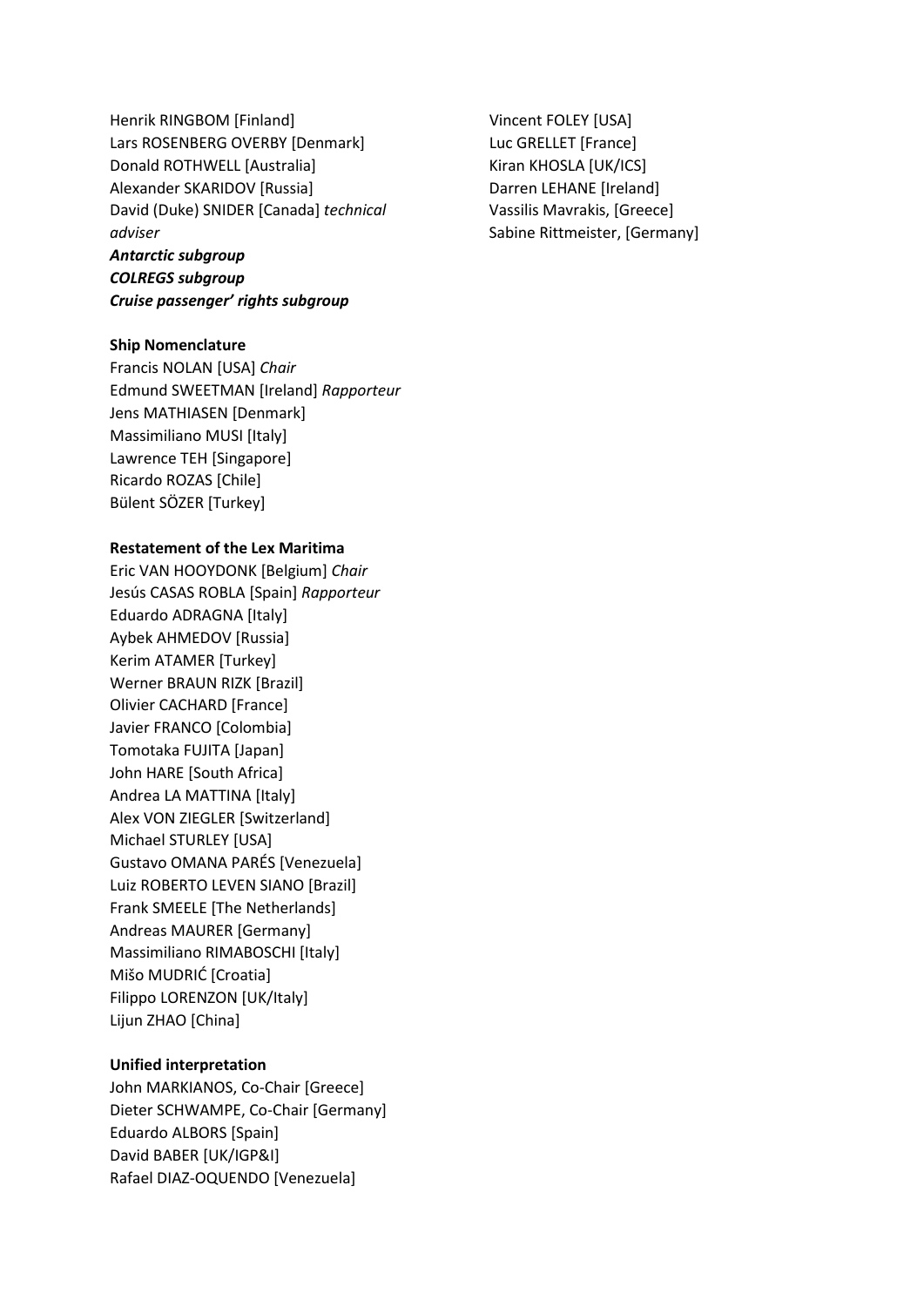Henrik RINGBOM [Finland]
Lars ROSENBERG OVERBY [Denmark]
Donald ROTHWELL [Australia]
Alexander SKARIDOV [Russia]
David (Duke) SNIDER [Canada] *technical adviser*
***Antarctic subgroup***
***COLREGS subgroup***
***Cruise passenger' rights subgroup***

Vincent FOLEY [USA]
Luc GRELLET [France]
Kiran KHOSLA [UK/ICS]
Darren LEHANE [Ireland]
Vassilis Mavrakis, [Greece]
Sabine Rittmeister, [Germany]

**Ship Nomenclature**
Francis NOLAN [USA] *Chair*
Edmund SWEETMAN [Ireland] *Rapporteur*
Jens MATHIASEN [Denmark]
Massimiliano MUSI [Italy]
Lawrence TEH [Singapore]
Ricardo ROZAS [Chile]
Bülent SÖZER [Turkey]

**Restatement of the Lex Maritima**
Eric VAN HOOYDONK [Belgium] *Chair*
Jesús CASAS ROBLA [Spain] *Rapporteur*
Eduardo ADRAGNA [Italy]
Aybek AHMEDOV [Russia]
Kerim ATAMER [Turkey]
Werner BRAUN RIZK [Brazil]
Olivier CACHARD [France]
Javier FRANCO [Colombia]
Tomotaka FUJITA [Japan]
John HARE [South Africa]
Andrea LA MATTINA [Italy]
Alex VON ZIEGLER [Switzerland]
Michael STURLEY [USA]
Gustavo OMANA PARÉS [Venezuela]
Luiz ROBERTO LEVEN SIANO [Brazil]
Frank SMEELE [The Netherlands]
Andreas MAURER [Germany]
Massimiliano RIMABOSCHI [Italy]
Mišo MUDRIĆ [Croatia]
Filippo LORENZON [UK/Italy]
Lijun ZHAO [China]

**Unified interpretation**
John MARKIANOS, Co-Chair [Greece]
Dieter SCHWAMPE, Co-Chair [Germany]
Eduardo ALBORS [Spain]
David BABER [UK/IGP&I]
Rafael DIAZ-OQUENDO [Venezuela]